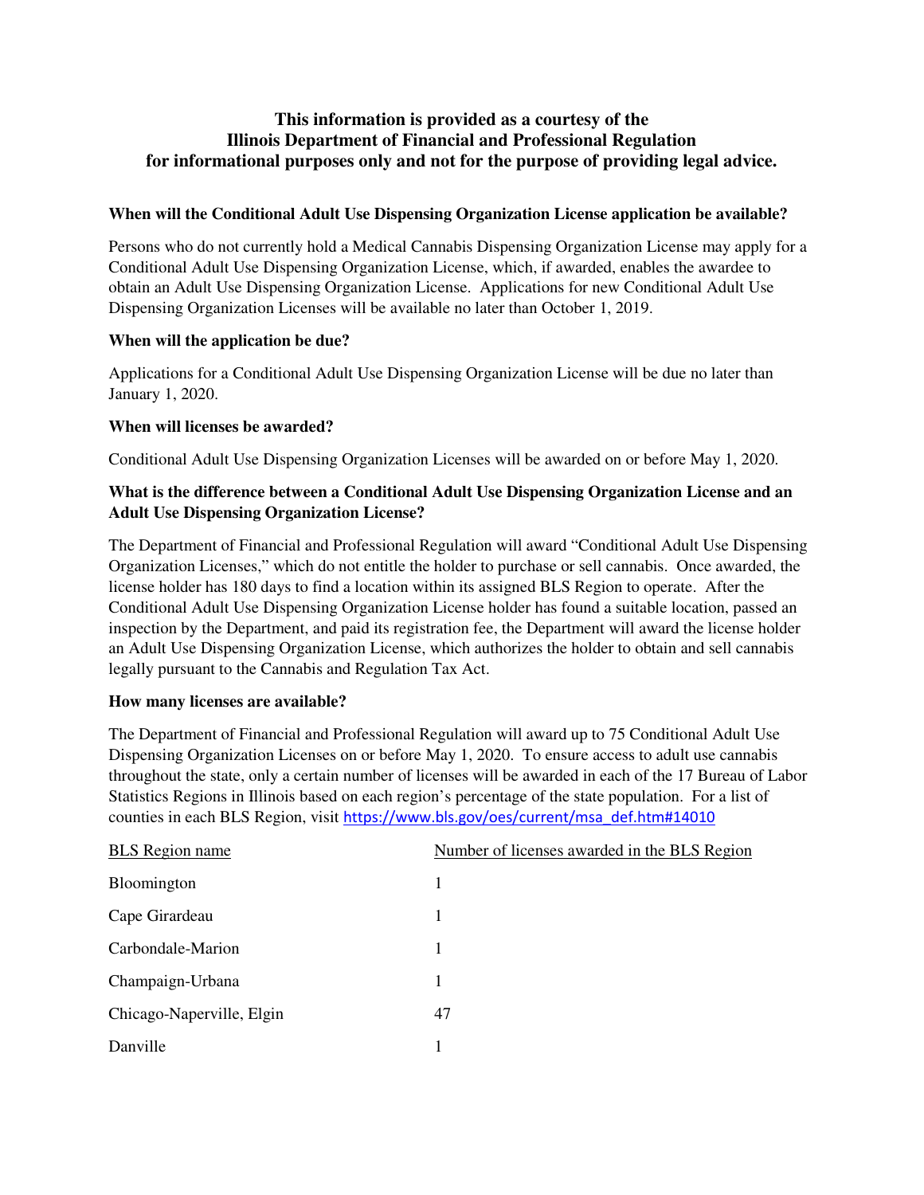**This information is provided as a courtesy of the Illinois Department of Financial and Professional Regulation for informational purposes only and not for the purpose of providing legal advice.**

### When will the Conditional Adult Use Dispensing Organization License application be available?

Persons who do not currently hold a Medical Cannabis Dispensing Organization License may apply for a Conditional Adult Use Dispensing Organization License, which, if awarded, enables the awardee to obtain an Adult Use Dispensing Organization License. Applications for new Conditional Adult Use Dispensing Organization Licenses will be available no later than October 1, 2019.

### When will the application be due?

Applications for a Conditional Adult Use Dispensing Organization License will be due no later than January 1, 2020.

### When will licenses be awarded?

Conditional Adult Use Dispensing Organization Licenses will be awarded on or before May 1, 2020.

### What is the difference between a Conditional Adult Use Dispensing Organization License and an Adult Use Dispensing Organization License?

The Department of Financial and Professional Regulation will award "Conditional Adult Use Dispensing Organization Licenses," which do not entitle the holder to purchase or sell cannabis. Once awarded, the license holder has 180 days to find a location within its assigned BLS Region to operate. After the Conditional Adult Use Dispensing Organization License holder has found a suitable location, passed an inspection by the Department, and paid its registration fee, the Department will award the license holder an Adult Use Dispensing Organization License, which authorizes the holder to obtain and sell cannabis legally pursuant to the Cannabis and Regulation Tax Act.

### How many licenses are available?

The Department of Financial and Professional Regulation will award up to 75 Conditional Adult Use Dispensing Organization Licenses on or before May 1, 2020. To ensure access to adult use cannabis throughout the state, only a certain number of licenses will be awarded in each of the 17 Bureau of Labor Statistics Regions in Illinois based on each region's percentage of the state population. For a list of counties in each BLS Region, visit https://www.bls.gov/oes/current/msa_def.htm#14010

| BLS Region name | Number of licenses awarded in the BLS Region |
|---|---|
| Bloomington | 1 |
| Cape Girardeau | 1 |
| Carbondale-Marion | 1 |
| Champaign-Urbana | 1 |
| Chicago-Naperville, Elgin | 47 |
| Danville | 1 |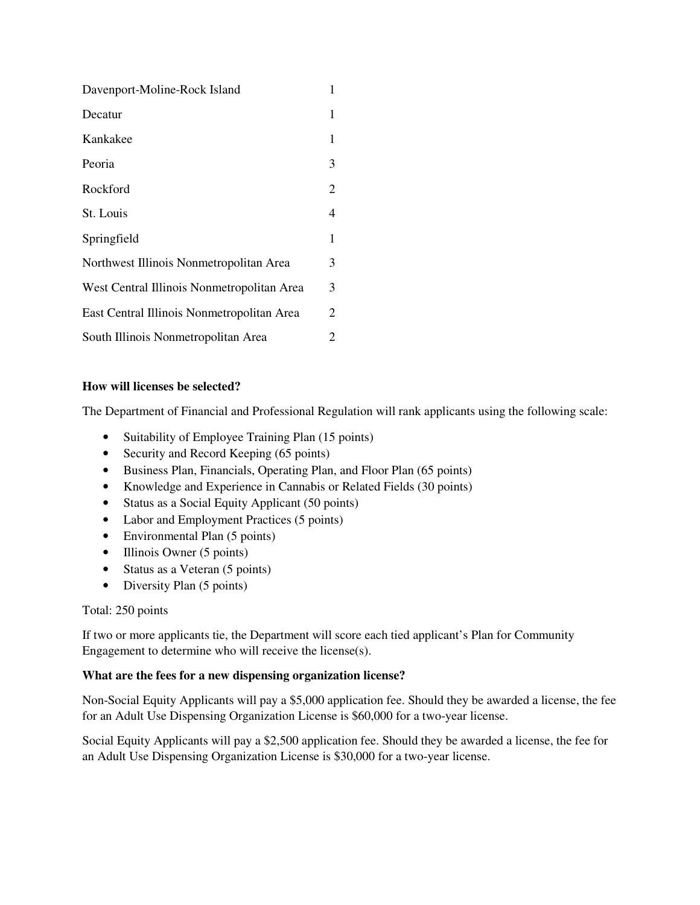| | |
|---|---|
| Davenport-Moline-Rock Island | 1 |
| Decatur | 1 |
| Kankakee | 1 |
| Peoria | 3 |
| Rockford | 2 |
| St. Louis | 4 |
| Springfield | 1 |
| Northwest Illinois Nonmetropolitan Area | 3 |
| West Central Illinois Nonmetropolitan Area | 3 |
| East Central Illinois Nonmetropolitan Area | 2 |
| South Illinois Nonmetropolitan Area | 2 |

**How will licenses be selected?**

The Department of Financial and Professional Regulation will rank applicants using the following scale:

- Suitability of Employee Training Plan (15 points)
- Security and Record Keeping (65 points)
- Business Plan, Financials, Operating Plan, and Floor Plan (65 points)
- Knowledge and Experience in Cannabis or Related Fields (30 points)
- Status as a Social Equity Applicant (50 points)
- Labor and Employment Practices (5 points)
- Environmental Plan (5 points)
- Illinois Owner (5 points)
- Status as a Veteran (5 points)
- Diversity Plan (5 points)

Total: 250 points

If two or more applicants tie, the Department will score each tied applicant's Plan for Community Engagement to determine who will receive the license(s).

**What are the fees for a new dispensing organization license?**

Non-Social Equity Applicants will pay a $5,000 application fee. Should they be awarded a license, the fee for an Adult Use Dispensing Organization License is $60,000 for a two-year license.

Social Equity Applicants will pay a $2,500 application fee. Should they be awarded a license, the fee for an Adult Use Dispensing Organization License is $30,000 for a two-year license.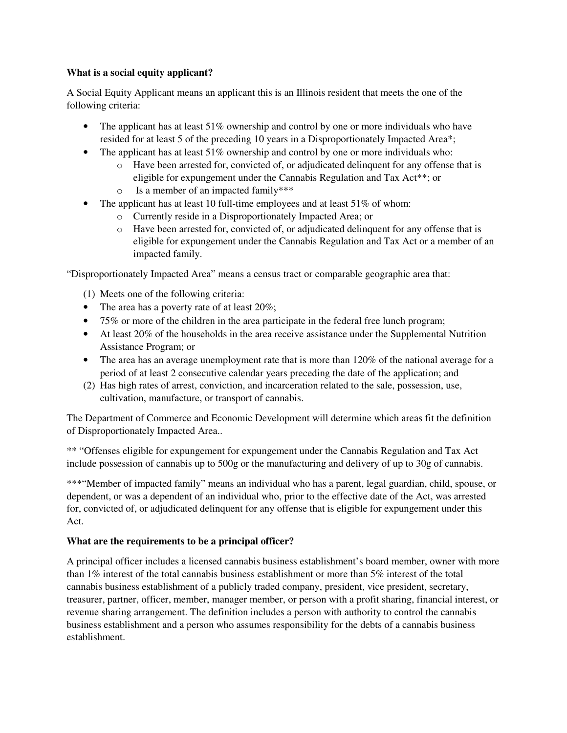**What is a social equity applicant?**

A Social Equity Applicant means an applicant this is an Illinois resident that meets the one of the following criteria:

- The applicant has at least 51% ownership and control by one or more individuals who have resided for at least 5 of the preceding 10 years in a Disproportionately Impacted Area*;
- The applicant has at least 51% ownership and control by one or more individuals who:
  - Have been arrested for, convicted of, or adjudicated delinquent for any offense that is eligible for expungement under the Cannabis Regulation and Tax Act**; or
  - Is a member of an impacted family***
- The applicant has at least 10 full-time employees and at least 51% of whom:
  - Currently reside in a Disproportionately Impacted Area; or
  - Have been arrested for, convicted of, or adjudicated delinquent for any offense that is eligible for expungement under the Cannabis Regulation and Tax Act or a member of an impacted family.

"Disproportionately Impacted Area" means a census tract or comparable geographic area that:

(1) Meets one of the following criteria:
- The area has a poverty rate of at least 20%;
- 75% or more of the children in the area participate in the federal free lunch program;
- At least 20% of the households in the area receive assistance under the Supplemental Nutrition Assistance Program; or
- The area has an average unemployment rate that is more than 120% of the national average for a period of at least 2 consecutive calendar years preceding the date of the application; and

(2) Has high rates of arrest, conviction, and incarceration related to the sale, possession, use, cultivation, manufacture, or transport of cannabis.

The Department of Commerce and Economic Development will determine which areas fit the definition of Disproportionately Impacted Area..

** "Offenses eligible for expungement for expungement under the Cannabis Regulation and Tax Act include possession of cannabis up to 500g or the manufacturing and delivery of up to 30g of cannabis.

***"Member of impacted family" means an individual who has a parent, legal guardian, child, spouse, or dependent, or was a dependent of an individual who, prior to the effective date of the Act, was arrested for, convicted of, or adjudicated delinquent for any offense that is eligible for expungement under this Act.

**What are the requirements to be a principal officer?**

A principal officer includes a licensed cannabis business establishment's board member, owner with more than 1% interest of the total cannabis business establishment or more than 5% interest of the total cannabis business establishment of a publicly traded company, president, vice president, secretary, treasurer, partner, officer, member, manager member, or person with a profit sharing, financial interest, or revenue sharing arrangement. The definition includes a person with authority to control the cannabis business establishment and a person who assumes responsibility for the debts of a cannabis business establishment.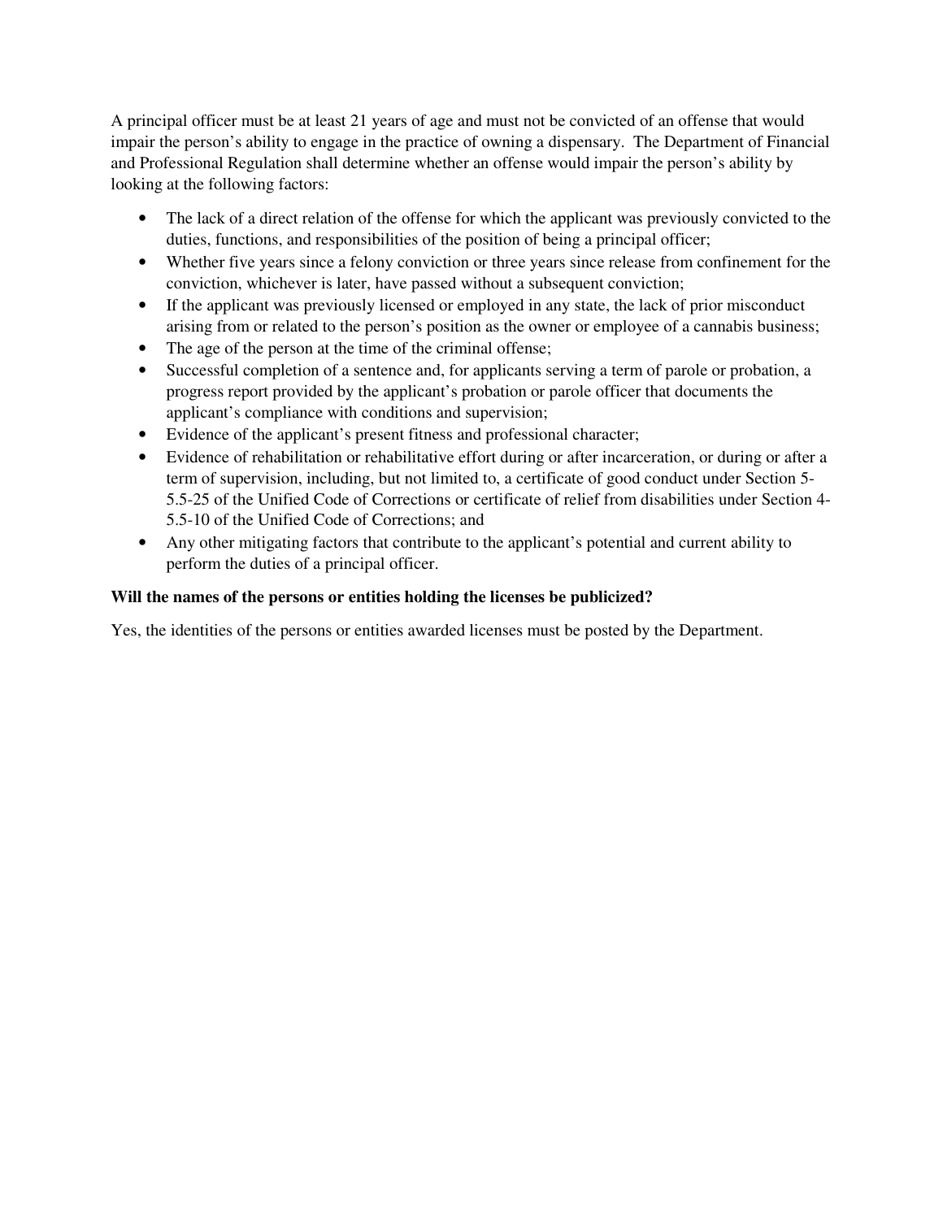A principal officer must be at least 21 years of age and must not be convicted of an offense that would impair the person's ability to engage in the practice of owning a dispensary. The Department of Financial and Professional Regulation shall determine whether an offense would impair the person's ability by looking at the following factors:

- The lack of a direct relation of the offense for which the applicant was previously convicted to the duties, functions, and responsibilities of the position of being a principal officer;
- Whether five years since a felony conviction or three years since release from confinement for the conviction, whichever is later, have passed without a subsequent conviction;
- If the applicant was previously licensed or employed in any state, the lack of prior misconduct arising from or related to the person's position as the owner or employee of a cannabis business;
- The age of the person at the time of the criminal offense;
- Successful completion of a sentence and, for applicants serving a term of parole or probation, a progress report provided by the applicant's probation or parole officer that documents the applicant's compliance with conditions and supervision;
- Evidence of the applicant's present fitness and professional character;
- Evidence of rehabilitation or rehabilitative effort during or after incarceration, or during or after a term of supervision, including, but not limited to, a certificate of good conduct under Section 5-5.5-25 of the Unified Code of Corrections or certificate of relief from disabilities under Section 4-5.5-10 of the Unified Code of Corrections; and
- Any other mitigating factors that contribute to the applicant's potential and current ability to perform the duties of a principal officer.

**Will the names of the persons or entities holding the licenses be publicized?**

Yes, the identities of the persons or entities awarded licenses must be posted by the Department.